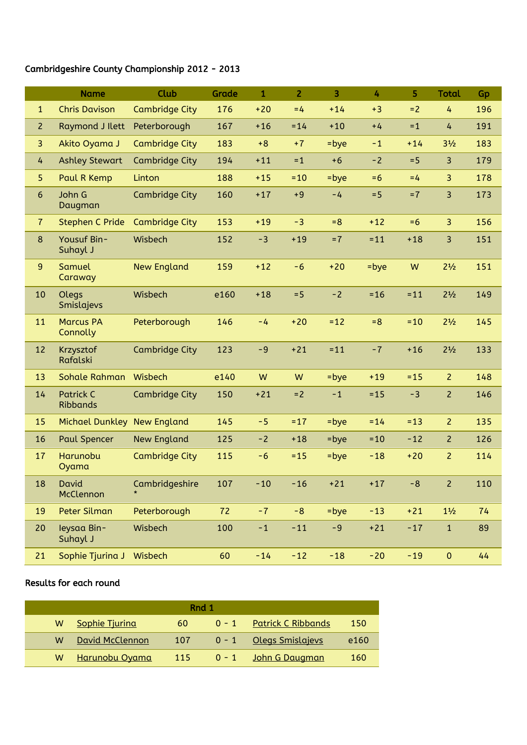Cambridgeshire County Championship 2012 - 2013

| | Name | Club | Grade | 1 | 2 | 3 | 4 | 5 | Total | Gp |
|---|---|---|---|---|---|---|---|---|---|---|
| 1 | Chris Davison | Cambridge City | 176 | +20 | =4 | +14 | +3 | =2 | 4 | 196 |
| 2 | Raymond J Ilett | Peterborough | 167 | +16 | =14 | +10 | +4 | =1 | 4 | 191 |
| 3 | Akito Oyama J | Cambridge City | 183 | +8 | +7 | =bye | -1 | +14 | 3½ | 183 |
| 4 | Ashley Stewart | Cambridge City | 194 | +11 | =1 | +6 | -2 | =5 | 3 | 179 |
| 5 | Paul R Kemp | Linton | 188 | +15 | =10 | =bye | =6 | =4 | 3 | 178 |
| 6 | John G Daugman | Cambridge City | 160 | +17 | +9 | -4 | =5 | =7 | 3 | 173 |
| 7 | Stephen C Pride | Cambridge City | 153 | +19 | -3 | =8 | +12 | =6 | 3 | 156 |
| 8 | Yousuf Bin-Suhayl J | Wisbech | 152 | -3 | +19 | =7 | =11 | +18 | 3 | 151 |
| 9 | Samuel Caraway | New England | 159 | +12 | -6 | +20 | =bye | W | 2½ | 151 |
| 10 | Olegs Smislajevs | Wisbech | e160 | +18 | =5 | -2 | =16 | =11 | 2½ | 149 |
| 11 | Marcus PA Connolly | Peterborough | 146 | -4 | +20 | =12 | =8 | =10 | 2½ | 145 |
| 12 | Krzysztof Rafalski | Cambridge City | 123 | -9 | +21 | =11 | -7 | +16 | 2½ | 133 |
| 13 | Sohale Rahman | Wisbech | e140 | W | W | =bye | +19 | =15 | 2 | 148 |
| 14 | Patrick C Ribbands | Cambridge City | 150 | +21 | =2 | -1 | =15 | -3 | 2 | 146 |
| 15 | Michael Dunkley | New England | 145 | -5 | =17 | =bye | =14 | =13 | 2 | 135 |
| 16 | Paul Spencer | New England | 125 | -2 | +18 | =bye | =10 | -12 | 2 | 126 |
| 17 | Harunobu Oyama | Cambridge City | 115 | -6 | =15 | =bye | -18 | +20 | 2 | 114 |
| 18 | David McClennon | Cambridgeshire * | 107 | -10 | -16 | +21 | +17 | -8 | 2 | 110 |
| 19 | Peter Silman | Peterborough | 72 | -7 | -8 | =bye | -13 | +21 | 1½ | 74 |
| 20 | Ieysaa Bin-Suhayl J | Wisbech | 100 | -1 | -11 | -9 | +21 | -17 | 1 | 89 |
| 21 | Sophie Tjurina J | Wisbech | 60 | -14 | -12 | -18 | -20 | -19 | 0 | 44 |

Results for each round

| Rnd 1 | | | | | |
|---|---|---|---|---|---|
| W | Sophie Tjurina | 60 | 0 - 1 | Patrick C Ribbands | 150 |
| W | David McClennon | 107 | 0 - 1 | Olegs Smislajevs | e160 |
| W | Harunobu Oyama | 115 | 0 - 1 | John G Daugman | 160 |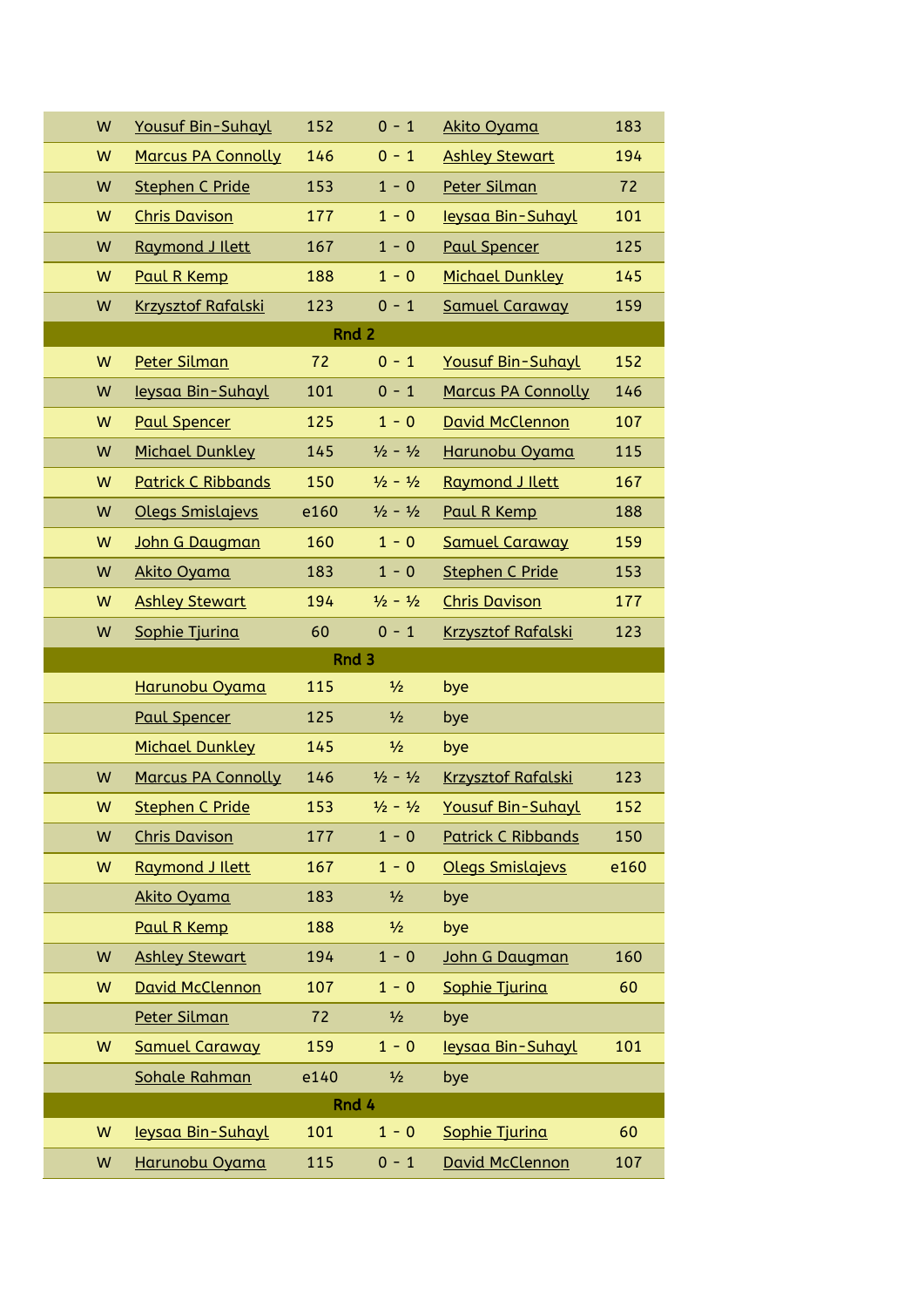| | | | | | |
|---|---|---|---|---|---|
| W | Yousuf Bin-Suhayl | 152 | 0 - 1 | Akito Oyama | 183 |
| W | Marcus PA Connolly | 146 | 0 - 1 | Ashley Stewart | 194 |
| W | Stephen C Pride | 153 | 1 - 0 | Peter Silman | 72 |
| W | Chris Davison | 177 | 1 - 0 | Ieysaa Bin-Suhayl | 101 |
| W | Raymond J Ilett | 167 | 1 - 0 | Paul Spencer | 125 |
| W | Paul R Kemp | 188 | 1 - 0 | Michael Dunkley | 145 |
| W | Krzysztof Rafalski | 123 | 0 - 1 | Samuel Caraway | 159 |
| | | | Rnd 2 | | |
| W | Peter Silman | 72 | 0 - 1 | Yousuf Bin-Suhayl | 152 |
| W | Ieysaa Bin-Suhayl | 101 | 0 - 1 | Marcus PA Connolly | 146 |
| W | Paul Spencer | 125 | 1 - 0 | David McClennon | 107 |
| W | Michael Dunkley | 145 | ½ - ½ | Harunobu Oyama | 115 |
| W | Patrick C Ribbands | 150 | ½ - ½ | Raymond J Ilett | 167 |
| W | Olegs Smislajevs | e160 | ½ - ½ | Paul R Kemp | 188 |
| W | John G Daugman | 160 | 1 - 0 | Samuel Caraway | 159 |
| W | Akito Oyama | 183 | 1 - 0 | Stephen C Pride | 153 |
| W | Ashley Stewart | 194 | ½ - ½ | Chris Davison | 177 |
| W | Sophie Tjurina | 60 | 0 - 1 | Krzysztof Rafalski | 123 |
| | | | Rnd 3 | | |
| | Harunobu Oyama | 115 | ½ | bye | |
| | Paul Spencer | 125 | ½ | bye | |
| | Michael Dunkley | 145 | ½ | bye | |
| W | Marcus PA Connolly | 146 | ½ - ½ | Krzysztof Rafalski | 123 |
| W | Stephen C Pride | 153 | ½ - ½ | Yousuf Bin-Suhayl | 152 |
| W | Chris Davison | 177 | 1 - 0 | Patrick C Ribbands | 150 |
| W | Raymond J Ilett | 167 | 1 - 0 | Olegs Smislajevs | e160 |
| | Akito Oyama | 183 | ½ | bye | |
| | Paul R Kemp | 188 | ½ | bye | |
| W | Ashley Stewart | 194 | 1 - 0 | John G Daugman | 160 |
| W | David McClennon | 107 | 1 - 0 | Sophie Tjurina | 60 |
| | Peter Silman | 72 | ½ | bye | |
| W | Samuel Caraway | 159 | 1 - 0 | Ieysaa Bin-Suhayl | 101 |
| | Sohale Rahman | e140 | ½ | bye | |
| | | | Rnd 4 | | |
| W | Ieysaa Bin-Suhayl | 101 | 1 - 0 | Sophie Tjurina | 60 |
| W | Harunobu Oyama | 115 | 0 - 1 | David McClennon | 107 |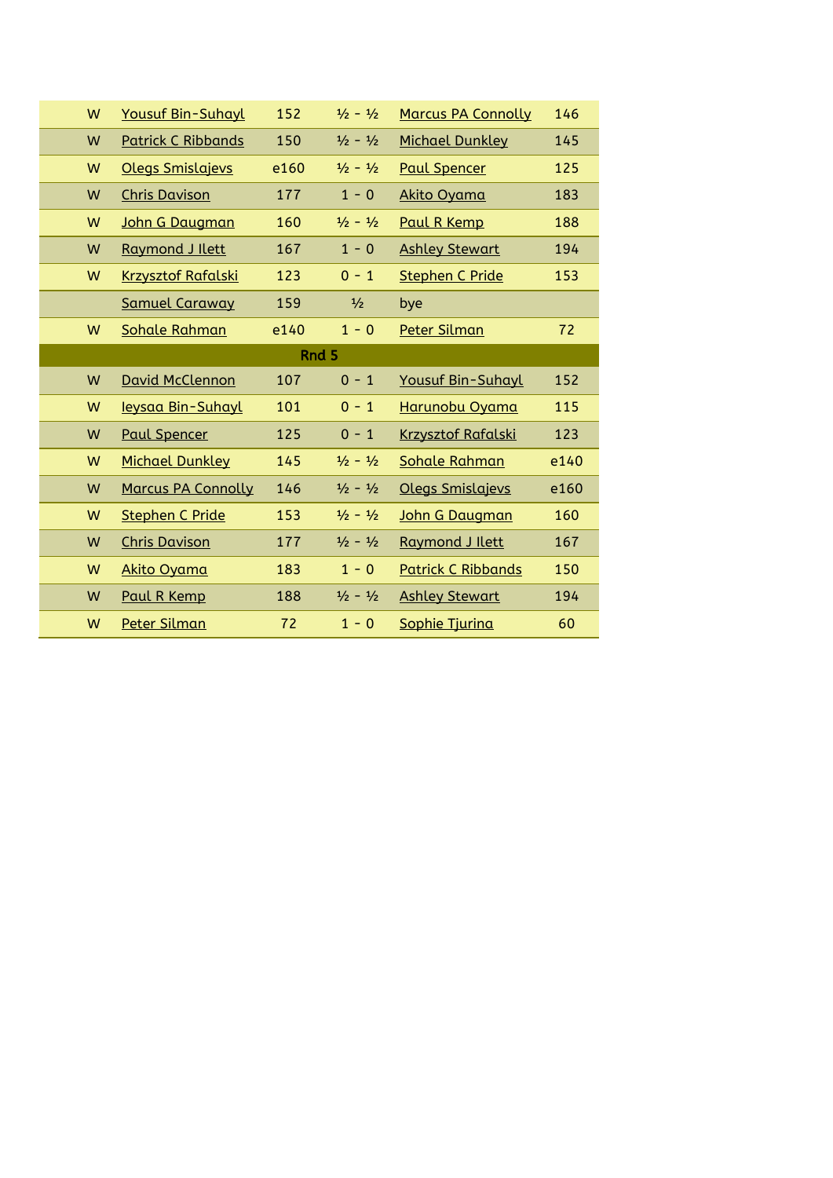| | | | | | |
|---|---|---|---|---|---|
| W | Yousuf Bin-Suhayl | 152 | ½ - ½ | Marcus PA Connolly | 146 |
| W | Patrick C Ribbands | 150 | ½ - ½ | Michael Dunkley | 145 |
| W | Olegs Smislajevs | e160 | ½ - ½ | Paul Spencer | 125 |
| W | Chris Davison | 177 | 1 - 0 | Akito Oyama | 183 |
| W | John G Daugman | 160 | ½ - ½ | Paul R Kemp | 188 |
| W | Raymond J Ilett | 167 | 1 - 0 | Ashley Stewart | 194 |
| W | Krzysztof Rafalski | 123 | 0 - 1 | Stephen C Pride | 153 |
| | Samuel Caraway | 159 | ½ | bye | |
| W | Sohale Rahman | e140 | 1 - 0 | Peter Silman | 72 |
| | | | **Rnd 5** | | |
| W | David McClennon | 107 | 0 - 1 | Yousuf Bin-Suhayl | 152 |
| W | Ieysaa Bin-Suhayl | 101 | 0 - 1 | Harunobu Oyama | 115 |
| W | Paul Spencer | 125 | 0 - 1 | Krzysztof Rafalski | 123 |
| W | Michael Dunkley | 145 | ½ - ½ | Sohale Rahman | e140 |
| W | Marcus PA Connolly | 146 | ½ - ½ | Olegs Smislajevs | e160 |
| W | Stephen C Pride | 153 | ½ - ½ | John G Daugman | 160 |
| W | Chris Davison | 177 | ½ - ½ | Raymond J Ilett | 167 |
| W | Akito Oyama | 183 | 1 - 0 | Patrick C Ribbands | 150 |
| W | Paul R Kemp | 188 | ½ - ½ | Ashley Stewart | 194 |
| W | Peter Silman | 72 | 1 - 0 | Sophie Tjurina | 60 |